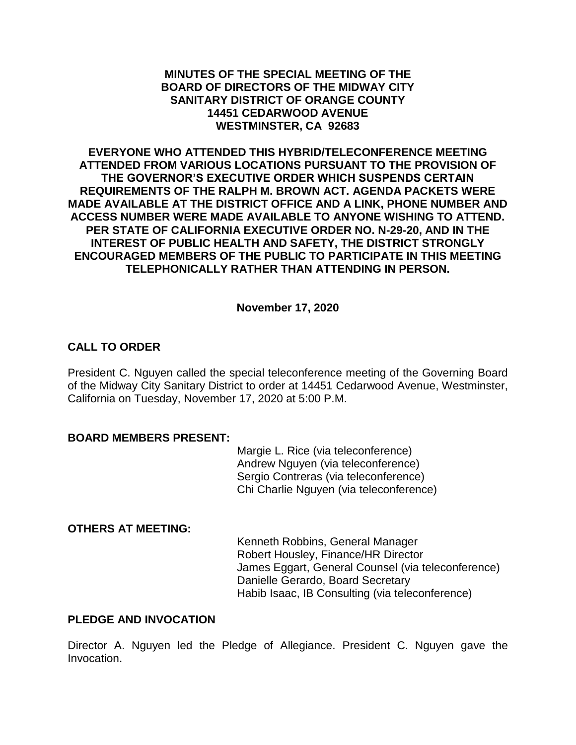**MINUTES OF THE SPECIAL MEETING OF THE BOARD OF DIRECTORS OF THE MIDWAY CITY SANITARY DISTRICT OF ORANGE COUNTY 14451 CEDARWOOD AVENUE WESTMINSTER, CA 92683**

**EVERYONE WHO ATTENDED THIS HYBRID/TELECONFERENCE MEETING ATTENDED FROM VARIOUS LOCATIONS PURSUANT TO THE PROVISION OF THE GOVERNOR'S EXECUTIVE ORDER WHICH SUSPENDS CERTAIN REQUIREMENTS OF THE RALPH M. BROWN ACT. AGENDA PACKETS WERE MADE AVAILABLE AT THE DISTRICT OFFICE AND A LINK, PHONE NUMBER AND ACCESS NUMBER WERE MADE AVAILABLE TO ANYONE WISHING TO ATTEND. PER STATE OF CALIFORNIA EXECUTIVE ORDER NO. N-29-20, AND IN THE INTEREST OF PUBLIC HEALTH AND SAFETY, THE DISTRICT STRONGLY ENCOURAGED MEMBERS OF THE PUBLIC TO PARTICIPATE IN THIS MEETING TELEPHONICALLY RATHER THAN ATTENDING IN PERSON.**

**November 17, 2020**

## CALL TO ORDER

President C. Nguyen called the special teleconference meeting of the Governing Board of the Midway City Sanitary District to order at 14451 Cedarwood Avenue, Westminster, California on Tuesday, November 17, 2020 at 5:00 P.M.

## BOARD MEMBERS PRESENT:

Margie L. Rice (via teleconference)
Andrew Nguyen (via teleconference)
Sergio Contreras (via teleconference)
Chi Charlie Nguyen (via teleconference)

## OTHERS AT MEETING:

Kenneth Robbins, General Manager
Robert Housley, Finance/HR Director
James Eggart, General Counsel (via teleconference)
Danielle Gerardo, Board Secretary
Habib Isaac, IB Consulting (via teleconference)

## PLEDGE AND INVOCATION

Director A. Nguyen led the Pledge of Allegiance. President C. Nguyen gave the Invocation.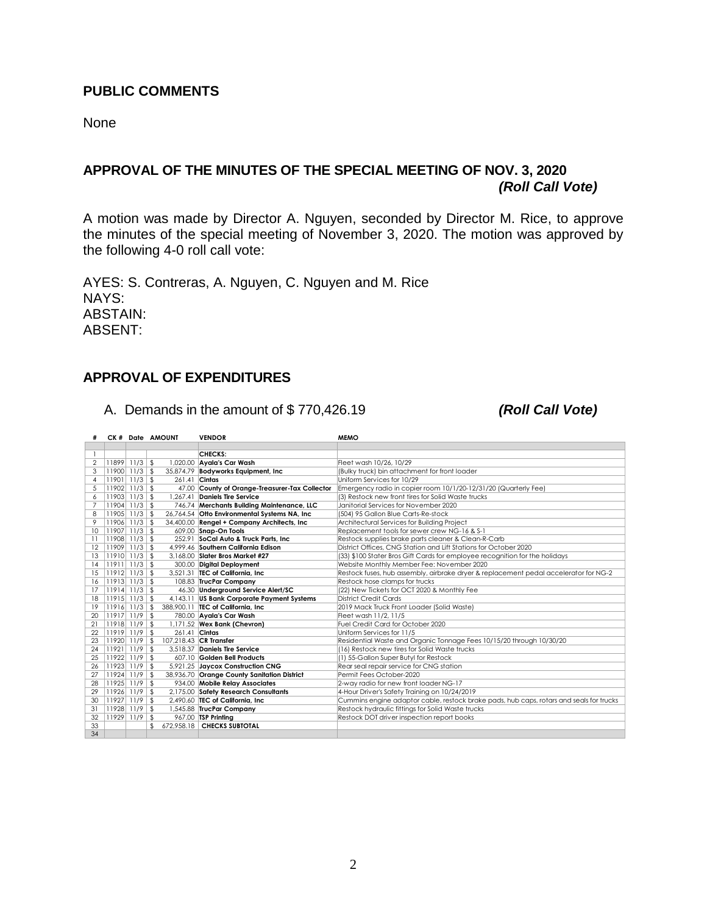## PUBLIC COMMENTS

None

## APPROVAL OF THE MINUTES OF THE SPECIAL MEETING OF NOV. 3, 2020

***(Roll Call Vote)***

A motion was made by Director A. Nguyen, seconded by Director M. Rice, to approve the minutes of the special meeting of November 3, 2020. The motion was approved by the following 4-0 roll call vote:

AYES: S. Contreras, A. Nguyen, C. Nguyen and M. Rice
NAYS:
ABSTAIN:
ABSENT:

## APPROVAL OF EXPENDITURES

A. Demands in the amount of $ 770,426.19 ***(Roll Call Vote)***

| # | CK # | Date | AMOUNT | VENDOR | MEMO |
|---|---|---|---|---|---|
| 1 | | | | **CHECKS:** | |
| 2 | 11899 | 11/3 | $ 1,020.00 | **Ayala's Car Wash** | Fleet wash 10/26, 10/29 |
| 3 | 11900 | 11/3 | $ 35,874.79 | **Bodyworks Equipment, Inc** | (Bulky truck) bin attachment for front loader |
| 4 | 11901 | 11/3 | $ 261.41 | **Cintas** | Uniform Services for 10/29 |
| 5 | 11902 | 11/3 | $ 47.00 | **County of Orange-Treasurer-Tax Collector** | Emergency radio in copier room 10/1/20-12/31/20 (Quarterly Fee) |
| 6 | 11903 | 11/3 | $ 1,267.41 | **Daniels Tire Service** | (3) Restock new front tires for Solid Waste trucks |
| 7 | 11904 | 11/3 | $ 746.74 | **Merchants Building Maintenance, LLC** | Janitorial Services for November 2020 |
| 8 | 11905 | 11/3 | $ 26,764.54 | **Otto Environmental Systems NA, Inc** | (504) 95 Gallon Blue Carts-Re-stock |
| 9 | 11906 | 11/3 | $ 34,400.00 | **Rengel + Company Architects, Inc** | Architectural Services for Building Project |
| 10 | 11907 | 11/3 | $ 609.00 | **Snap-On Tools** | Replacement tools for sewer crew NG-16 & S-1 |
| 11 | 11908 | 11/3 | $ 252.91 | **SoCal Auto & Truck Parts, Inc** | Restock supplies brake parts cleaner & Clean-R-Carb |
| 12 | 11909 | 11/3 | $ 4,999.46 | **Southern California Edison** | District Offices, CNG Station and Lift Stations for October 2020 |
| 13 | 11910 | 11/3 | $ 3,168.00 | **Slater Bros Market #27** | (33) $100 Stater Bros Gift Cards for employee recognition for the holidays |
| 14 | 11911 | 11/3 | $ 300.00 | **Digital Deployment** | Website Monthly Member Fee: November 2020 |
| 15 | 11912 | 11/3 | $ 3,521.31 | **TEC of California, Inc** | Restock fuses, hub assembly, airbrake dryer & replacement pedal accelerator for NG-2 |
| 16 | 11913 | 11/3 | $ 108.83 | **TrucPar Company** | Restock hose clamps for trucks |
| 17 | 11914 | 11/3 | $ 46.30 | **Underground Service Alert/SC** | (22) New Tickets for OCT 2020 & Monthly Fee |
| 18 | 11915 | 11/3 | $ 4,143.11 | **US Bank Corporate Payment Systems** | District Credit Cards |
| 19 | 11916 | 11/3 | $ 388,900.11 | **TEC of California, Inc** | 2019 Mack Truck Front Loader (Solid Waste) |
| 20 | 11917 | 11/9 | $ 780.00 | **Ayala's Car Wash** | Fleet wash 11/2, 11/5 |
| 21 | 11918 | 11/9 | $ 1,171.52 | **Wex Bank (Chevron)** | Fuel Credit Card for October 2020 |
| 22 | 11919 | 11/9 | $ 261.41 | **Cintas** | Uniform Services for 11/5 |
| 23 | 11920 | 11/9 | $ 107,218.43 | **CR Transfer** | Residential Waste and Organic Tonnage Fees 10/15/20 through 10/30/20 |
| 24 | 11921 | 11/9 | $ 3,518.37 | **Daniels Tire Service** | (16) Restock new tires for Solid Waste trucks |
| 25 | 11922 | 11/9 | $ 607.10 | **Golden Bell Products** | (1) 55-Gallon Super Butyl for Restock |
| 26 | 11923 | 11/9 | $ 5,921.25 | **Jaycox Construction CNG** | Rear seal repair service for CNG station |
| 27 | 11924 | 11/9 | $ 38,936.70 | **Orange County Sanitation District** | Permit Fees October-2020 |
| 28 | 11925 | 11/9 | $ 934.00 | **Mobile Relay Associates** | 2-way radio for new front loader NG-17 |
| 29 | 11926 | 11/9 | $ 2,175.00 | **Safety Research Consultants** | 4-Hour Driver's Safety Training on 10/24/2019 |
| 30 | 11927 | 11/9 | $ 2,490.60 | **TEC of California, Inc** | Cummins engine adaptor cable, restock brake pads, hub caps, rotars and seals for trucks |
| 31 | 11928 | 11/9 | $ 1,545.88 | **TrucPar Company** | Restock hydraulic fittings for Solid Waste trucks |
| 32 | 11929 | 11/9 | $ 967.00 | **TSP Printing** | Restock DOT driver inspection report books |
| 33 | | | $ 672,958.18 | **CHECKS SUBTOTAL** | |
| 34 | | | | | |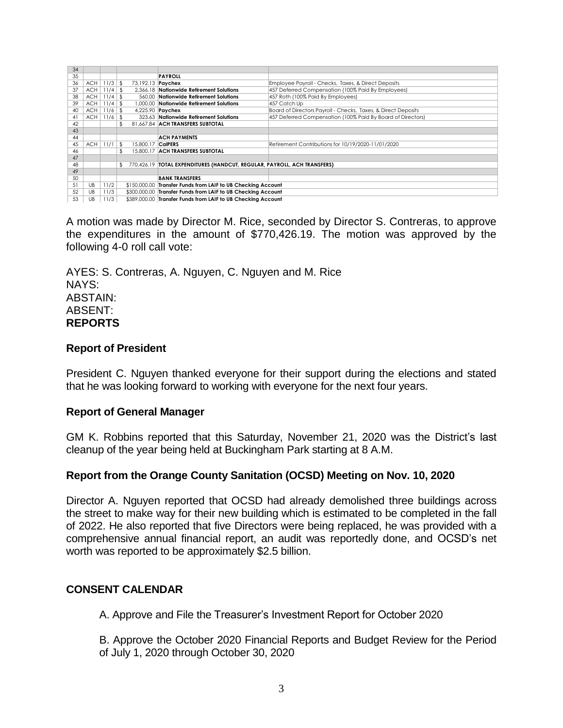| 34 | | | | | |
|---|---|---|---|---|---|
| 35 | | | | **PAYROLL** | |
| 36 | ACH | 11/3 | $ 73,192.13 | **Paychex** | Employee Payroll - Checks, Taxes, & Direct Deposits |
| 37 | ACH | 11/4 | $ 2,366.18 | **Nationwide Retirement Solutions** | 457 Deferred Compensation (100% Paid By Employees) |
| 38 | ACH | 11/4 | $ 560.00 | **Nationwide Retirement Solutions** | 457 Roth (100% Paid By Employees) |
| 39 | ACH | 11/4 | $ 1,000.00 | **Nationwide Retirement Solutions** | 457 Catch Up |
| 40 | ACH | 11/6 | $ 4,225.90 | **Paychex** | Board of Directors Payroll - Checks, Taxes, & Direct Deposits |
| 41 | ACH | 11/6 | $ 323.63 | **Nationwide Retirement Solutions** | 457 Deferred Compensation (100% Paid By Board of Directors) |
| 42 | | | $ 81,667.84 | **ACH TRANSFERS SUBTOTAL** | |
| 43 | | | | | |
| 44 | | | | **ACH PAYMENTS** | |
| 45 | ACH | 11/1 | $ 15,800.17 | **CalPERS** | Retirement Contributions for 10/19/2020-11/01/2020 |
| 46 | | | $ 15,800.17 | **ACH TRANSFERS SUBTOTAL** | |
| 47 | | | | | |
| 48 | | | $ 770,426.19 | **TOTAL EXPENDITURES (HANDCUT, REGULAR, PAYROLL, ACH TRANSFERS)** | |
| 49 | | | | | |
| 50 | | | | **BANK TRANSFERS** | |
| 51 | UB | 11/2 | $150,000.00 | **Transfer Funds from LAIF to UB Checking Account** | |
| 52 | UB | 11/3 | $300,000.00 | **Transfer Funds from LAIF to UB Checking Account** | |
| 53 | UB | 11/3 | $389,000.00 | **Transfer Funds from LAIF to UB Checking Account** | |

A motion was made by Director M. Rice, seconded by Director S. Contreras, to approve the expenditures in the amount of $770,426.19. The motion was approved by the following 4-0 roll call vote:

AYES: S. Contreras, A. Nguyen, C. Nguyen and M. Rice
NAYS:
ABSTAIN:
ABSENT:

**REPORTS**

**Report of President**

President C. Nguyen thanked everyone for their support during the elections and stated that he was looking forward to working with everyone for the next four years.

**Report of General Manager**

GM K. Robbins reported that this Saturday, November 21, 2020 was the District's last cleanup of the year being held at Buckingham Park starting at 8 A.M.

**Report from the Orange County Sanitation (OCSD) Meeting on Nov. 10, 2020**

Director A. Nguyen reported that OCSD had already demolished three buildings across the street to make way for their new building which is estimated to be completed in the fall of 2022. He also reported that five Directors were being replaced, he was provided with a comprehensive annual financial report, an audit was reportedly done, and OCSD's net worth was reported to be approximately $2.5 billion.

**CONSENT CALENDAR**

A. Approve and File the Treasurer's Investment Report for October 2020

B. Approve the October 2020 Financial Reports and Budget Review for the Period of July 1, 2020 through October 30, 2020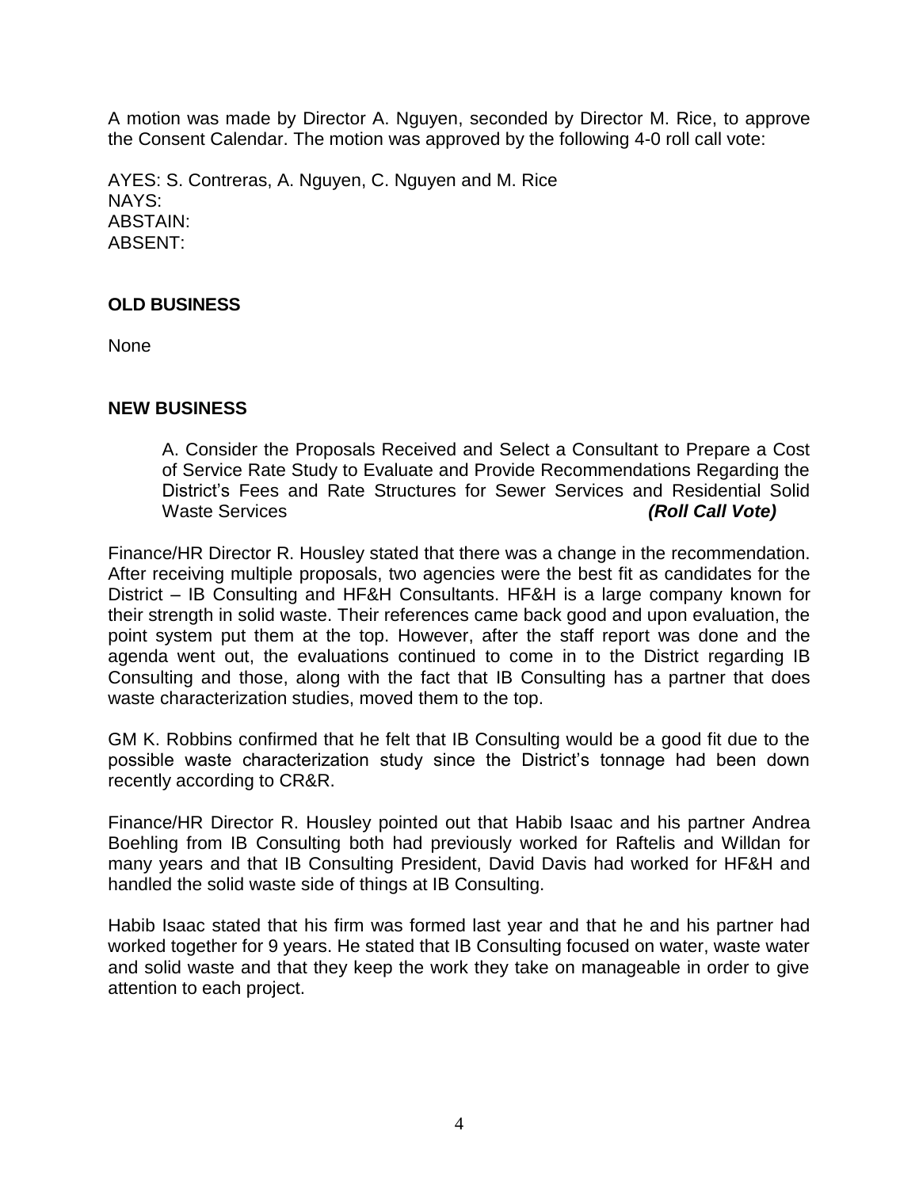A motion was made by Director A. Nguyen, seconded by Director M. Rice, to approve the Consent Calendar. The motion was approved by the following 4-0 roll call vote:

AYES: S. Contreras, A. Nguyen, C. Nguyen and M. Rice
NAYS:
ABSTAIN:
ABSENT:

**OLD BUSINESS**

None

**NEW BUSINESS**

A. Consider the Proposals Received and Select a Consultant to Prepare a Cost of Service Rate Study to Evaluate and Provide Recommendations Regarding the District's Fees and Rate Structures for Sewer Services and Residential Solid Waste Services ***(Roll Call Vote)***

Finance/HR Director R. Housley stated that there was a change in the recommendation. After receiving multiple proposals, two agencies were the best fit as candidates for the District – IB Consulting and HF&H Consultants. HF&H is a large company known for their strength in solid waste. Their references came back good and upon evaluation, the point system put them at the top. However, after the staff report was done and the agenda went out, the evaluations continued to come in to the District regarding IB Consulting and those, along with the fact that IB Consulting has a partner that does waste characterization studies, moved them to the top.

GM K. Robbins confirmed that he felt that IB Consulting would be a good fit due to the possible waste characterization study since the District's tonnage had been down recently according to CR&R.

Finance/HR Director R. Housley pointed out that Habib Isaac and his partner Andrea Boehling from IB Consulting both had previously worked for Raftelis and Willdan for many years and that IB Consulting President, David Davis had worked for HF&H and handled the solid waste side of things at IB Consulting.

Habib Isaac stated that his firm was formed last year and that he and his partner had worked together for 9 years. He stated that IB Consulting focused on water, waste water and solid waste and that they keep the work they take on manageable in order to give attention to each project.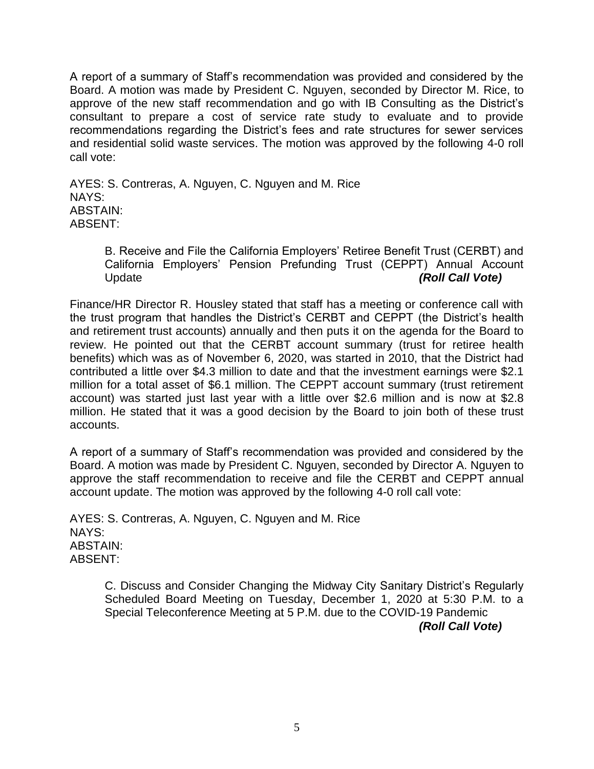A report of a summary of Staff's recommendation was provided and considered by the Board. A motion was made by President C. Nguyen, seconded by Director M. Rice, to approve of the new staff recommendation and go with IB Consulting as the District's consultant to prepare a cost of service rate study to evaluate and to provide recommendations regarding the District's fees and rate structures for sewer services and residential solid waste services. The motion was approved by the following 4-0 roll call vote:

AYES: S. Contreras, A. Nguyen, C. Nguyen and M. Rice
NAYS:
ABSTAIN:
ABSENT:

B. Receive and File the California Employers' Retiree Benefit Trust (CERBT) and California Employers' Pension Prefunding Trust (CEPPT) Annual Account Update ***(Roll Call Vote)***

Finance/HR Director R. Housley stated that staff has a meeting or conference call with the trust program that handles the District's CERBT and CEPPT (the District's health and retirement trust accounts) annually and then puts it on the agenda for the Board to review. He pointed out that the CERBT account summary (trust for retiree health benefits) which was as of November 6, 2020, was started in 2010, that the District had contributed a little over \$4.3 million to date and that the investment earnings were \$2.1 million for a total asset of \$6.1 million. The CEPPT account summary (trust retirement account) was started just last year with a little over \$2.6 million and is now at \$2.8 million. He stated that it was a good decision by the Board to join both of these trust accounts.

A report of a summary of Staff's recommendation was provided and considered by the Board. A motion was made by President C. Nguyen, seconded by Director A. Nguyen to approve the staff recommendation to receive and file the CERBT and CEPPT annual account update. The motion was approved by the following 4-0 roll call vote:

AYES: S. Contreras, A. Nguyen, C. Nguyen and M. Rice
NAYS:
ABSTAIN:
ABSENT:

C. Discuss and Consider Changing the Midway City Sanitary District's Regularly Scheduled Board Meeting on Tuesday, December 1, 2020 at 5:30 P.M. to a Special Teleconference Meeting at 5 P.M. due to the COVID-19 Pandemic ***(Roll Call Vote)***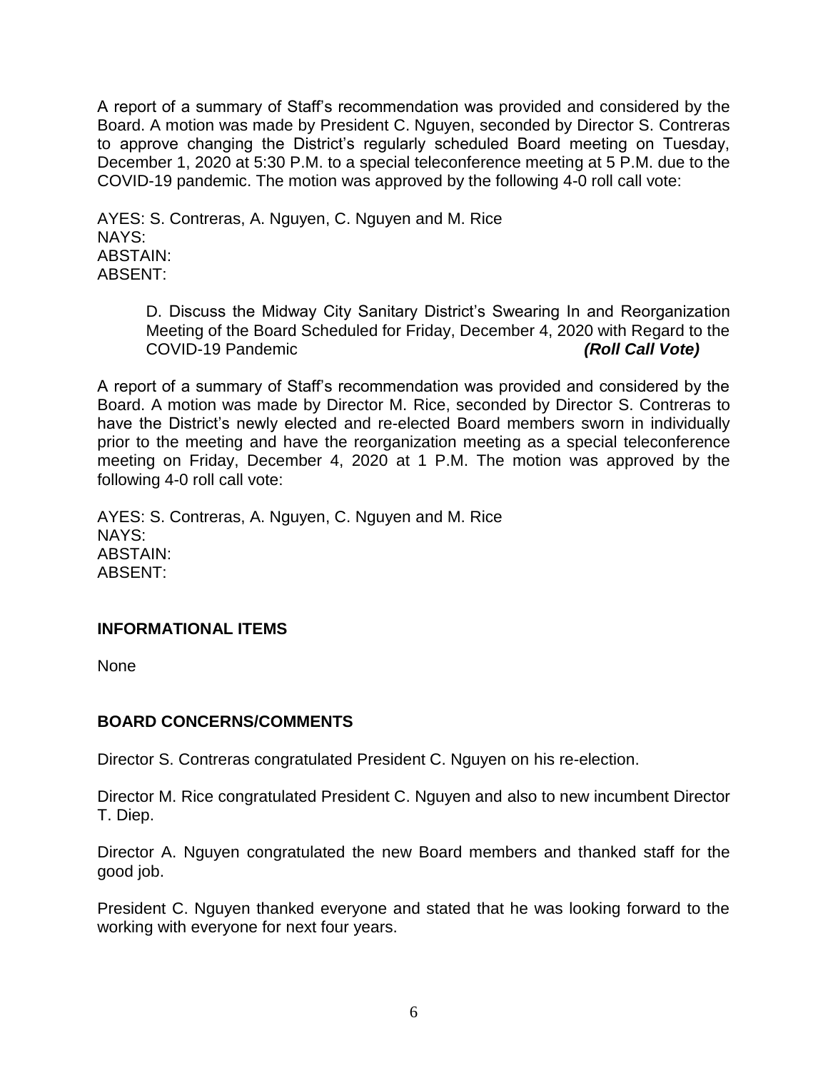A report of a summary of Staff's recommendation was provided and considered by the Board. A motion was made by President C. Nguyen, seconded by Director S. Contreras to approve changing the District's regularly scheduled Board meeting on Tuesday, December 1, 2020 at 5:30 P.M. to a special teleconference meeting at 5 P.M. due to the COVID-19 pandemic. The motion was approved by the following 4-0 roll call vote:

AYES: S. Contreras, A. Nguyen, C. Nguyen and M. Rice
NAYS:
ABSTAIN:
ABSENT:

D. Discuss the Midway City Sanitary District's Swearing In and Reorganization Meeting of the Board Scheduled for Friday, December 4, 2020 with Regard to the COVID-19 Pandemic ***(Roll Call Vote)***

A report of a summary of Staff's recommendation was provided and considered by the Board. A motion was made by Director M. Rice, seconded by Director S. Contreras to have the District's newly elected and re-elected Board members sworn in individually prior to the meeting and have the reorganization meeting as a special teleconference meeting on Friday, December 4, 2020 at 1 P.M. The motion was approved by the following 4-0 roll call vote:

AYES: S. Contreras, A. Nguyen, C. Nguyen and M. Rice
NAYS:
ABSTAIN:
ABSENT:

**INFORMATIONAL ITEMS**

None

**BOARD CONCERNS/COMMENTS**

Director S. Contreras congratulated President C. Nguyen on his re-election.

Director M. Rice congratulated President C. Nguyen and also to new incumbent Director T. Diep.

Director A. Nguyen congratulated the new Board members and thanked staff for the good job.

President C. Nguyen thanked everyone and stated that he was looking forward to the working with everyone for next four years.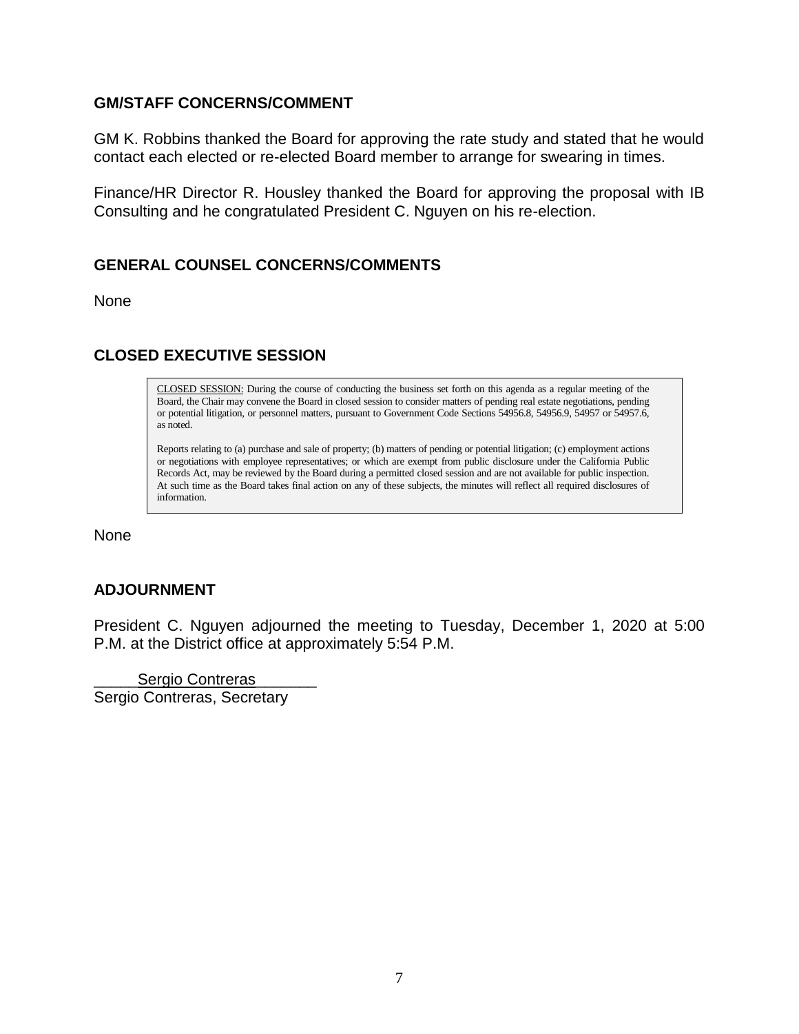## GM/STAFF CONCERNS/COMMENT

GM K. Robbins thanked the Board for approving the rate study and stated that he would contact each elected or re-elected Board member to arrange for swearing in times.

Finance/HR Director R. Housley thanked the Board for approving the proposal with IB Consulting and he congratulated President C. Nguyen on his re-election.

## GENERAL COUNSEL CONCERNS/COMMENTS

None

## CLOSED EXECUTIVE SESSION

> CLOSED SESSION: During the course of conducting the business set forth on this agenda as a regular meeting of the Board, the Chair may convene the Board in closed session to consider matters of pending real estate negotiations, pending or potential litigation, or personnel matters, pursuant to Government Code Sections 54956.8, 54956.9, 54957 or 54957.6, as noted.
>
> Reports relating to (a) purchase and sale of property; (b) matters of pending or potential litigation; (c) employment actions or negotiations with employee representatives; or which are exempt from public disclosure under the California Public Records Act, may be reviewed by the Board during a permitted closed session and are not available for public inspection. At such time as the Board takes final action on any of these subjects, the minutes will reflect all required disclosures of information.

None

## ADJOURNMENT

President C. Nguyen adjourned the meeting to Tuesday, December 1, 2020 at 5:00 P.M. at the District office at approximately 5:54 P.M.

_____Sergio Contreras_______
Sergio Contreras, Secretary